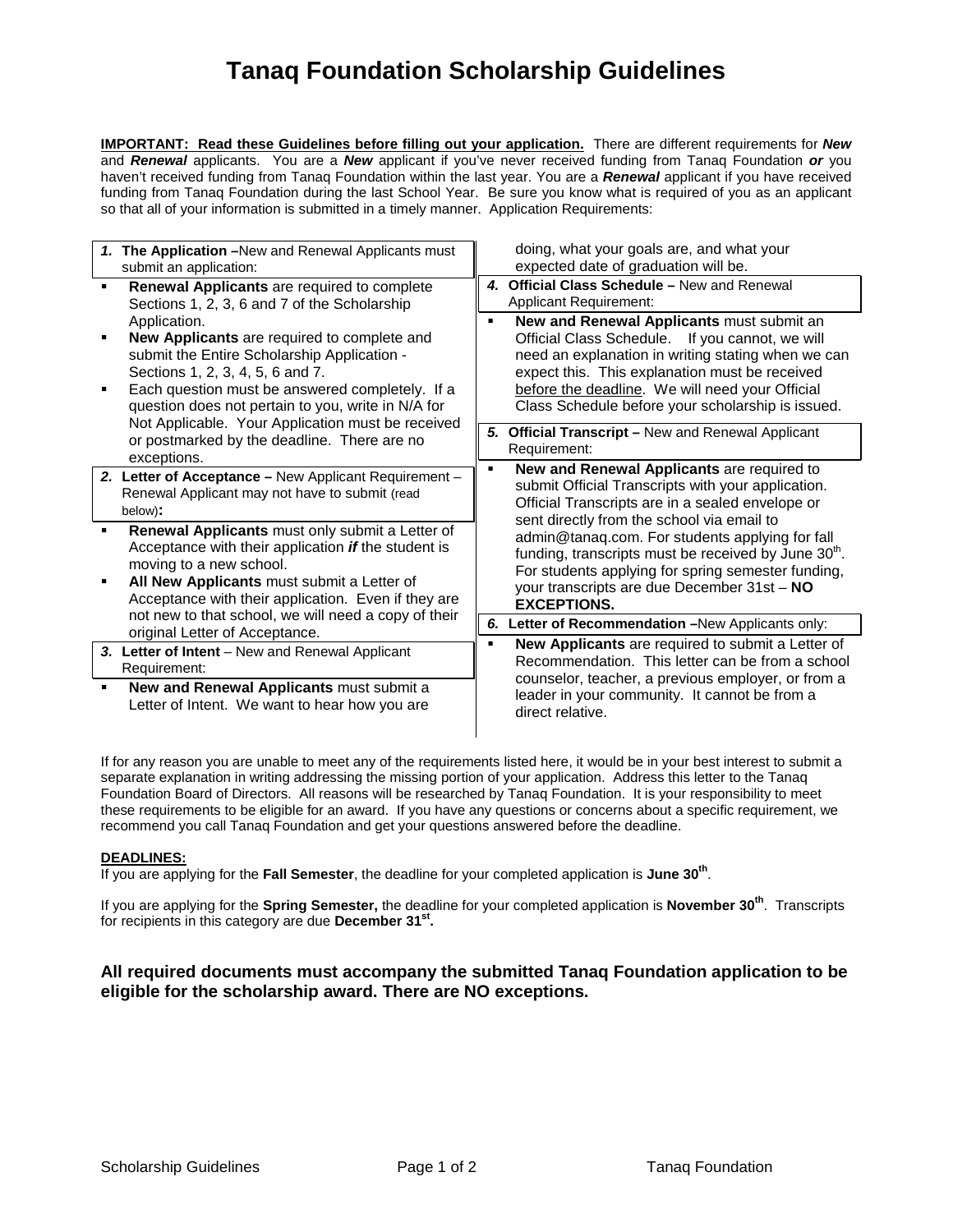# Tanaq Foundation Scholarship Guidelines

**IMPORTANT: Read these Guidelines before filling out your application.** There are different requirements for ***New*** and ***Renewal*** applicants. You are a ***New*** applicant if you've never received funding from Tanaq Foundation ***or*** you haven't received funding from Tanaq Foundation within the last year. You are a ***Renewal*** applicant if you have received funding from Tanaq Foundation during the last School Year. Be sure you know what is required of you as an applicant so that all of your information is submitted in a timely manner. Application Requirements:

***1.* The Application –**New and Renewal Applicants must submit an application:

- **Renewal Applicants** are required to complete Sections 1, 2, 3, 6 and 7 of the Scholarship Application.
- **New Applicants** are required to complete and submit the Entire Scholarship Application - Sections 1, 2, 3, 4, 5, 6 and 7.
- Each question must be answered completely. If a question does not pertain to you, write in N/A for Not Applicable. Your Application must be received or postmarked by the deadline. There are no exceptions.

***2.* Letter of Acceptance –** New Applicant Requirement – Renewal Applicant may not have to submit (read below)**:**

- **Renewal Applicants** must only submit a Letter of Acceptance with their application ***if*** the student is moving to a new school.
- **All New Applicants** must submit a Letter of Acceptance with their application. Even if they are not new to that school, we will need a copy of their original Letter of Acceptance.

***3.* Letter of Intent** – New and Renewal Applicant Requirement:

- **New and Renewal Applicants** must submit a Letter of Intent. We want to hear how you are doing, what your goals are, and what your expected date of graduation will be.

***4.* Official Class Schedule –** New and Renewal Applicant Requirement:

- **New and Renewal Applicants** must submit an Official Class Schedule. If you cannot, we will need an explanation in writing stating when we can expect this. This explanation must be received before the deadline. We will need your Official Class Schedule before your scholarship is issued.

***5.* Official Transcript –** New and Renewal Applicant Requirement:

- **New and Renewal Applicants** are required to submit Official Transcripts with your application. Official Transcripts are in a sealed envelope or sent directly from the school via email to admin@tanaq.com. For students applying for fall funding, transcripts must be received by June 30th. For students applying for spring semester funding, your transcripts are due December 31st – **NO EXCEPTIONS.**

***6.* Letter of Recommendation –**New Applicants only:

- **New Applicants** are required to submit a Letter of Recommendation. This letter can be from a school counselor, teacher, a previous employer, or from a leader in your community. It cannot be from a direct relative.

If for any reason you are unable to meet any of the requirements listed here, it would be in your best interest to submit a separate explanation in writing addressing the missing portion of your application. Address this letter to the Tanaq Foundation Board of Directors. All reasons will be researched by Tanaq Foundation. It is your responsibility to meet these requirements to be eligible for an award. If you have any questions or concerns about a specific requirement, we recommend you call Tanaq Foundation and get your questions answered before the deadline.

**DEADLINES:**

If you are applying for the **Fall Semester**, the deadline for your completed application is **June 30th**.

If you are applying for the **Spring Semester,** the deadline for your completed application is **November 30th**. Transcripts for recipients in this category are due **December 31st.**

### All required documents must accompany the submitted Tanaq Foundation application to be eligible for the scholarship award. There are NO exceptions.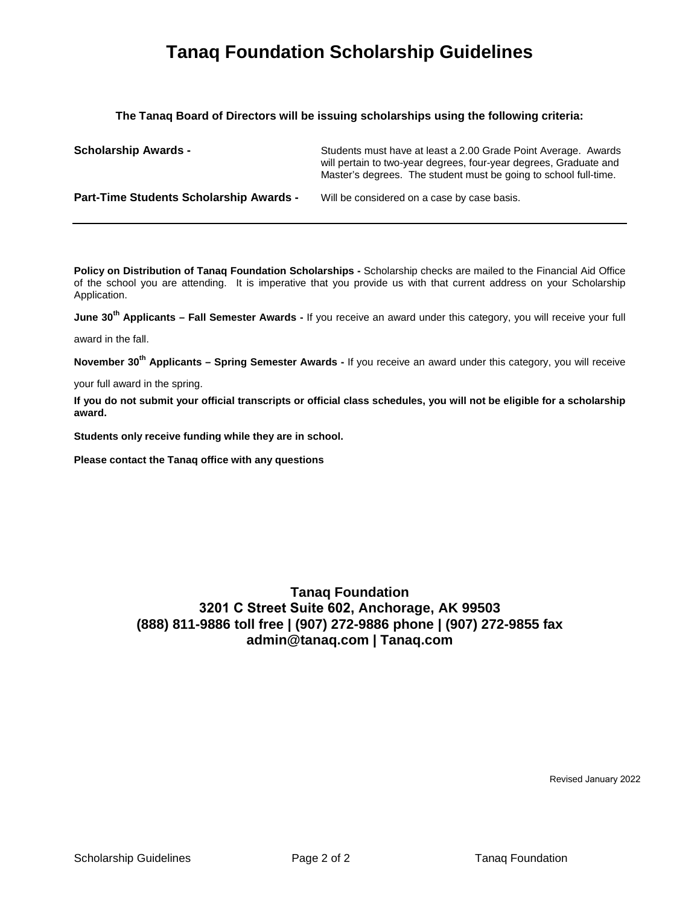# Tanaq Foundation Scholarship Guidelines

**The Tanaq Board of Directors will be issuing scholarships using the following criteria:**

| | |
|---|---|
| **Scholarship Awards -** | Students must have at least a 2.00 Grade Point Average. Awards will pertain to two-year degrees, four-year degrees, Graduate and Master's degrees. The student must be going to school full-time. |
| **Part-Time Students Scholarship Awards -** | Will be considered on a case by case basis. |

---

**Policy on Distribution of Tanaq Foundation Scholarships -** Scholarship checks are mailed to the Financial Aid Office of the school you are attending. It is imperative that you provide us with that current address on your Scholarship Application.

**June 30th Applicants – Fall Semester Awards -** If you receive an award under this category, you will receive your full award in the fall.

**November 30th Applicants – Spring Semester Awards -** If you receive an award under this category, you will receive your full award in the spring.

**If you do not submit your official transcripts or official class schedules, you will not be eligible for a scholarship award.**

**Students only receive funding while they are in school.**

**Please contact the Tanaq office with any questions**

**Tanaq Foundation**
**3201 C Street Suite 602, Anchorage, AK 99503**
**(888) 811-9886 toll free | (907) 272-9886 phone | (907) 272-9855 fax**
**admin@tanaq.com | Tanaq.com**

Revised January 2022